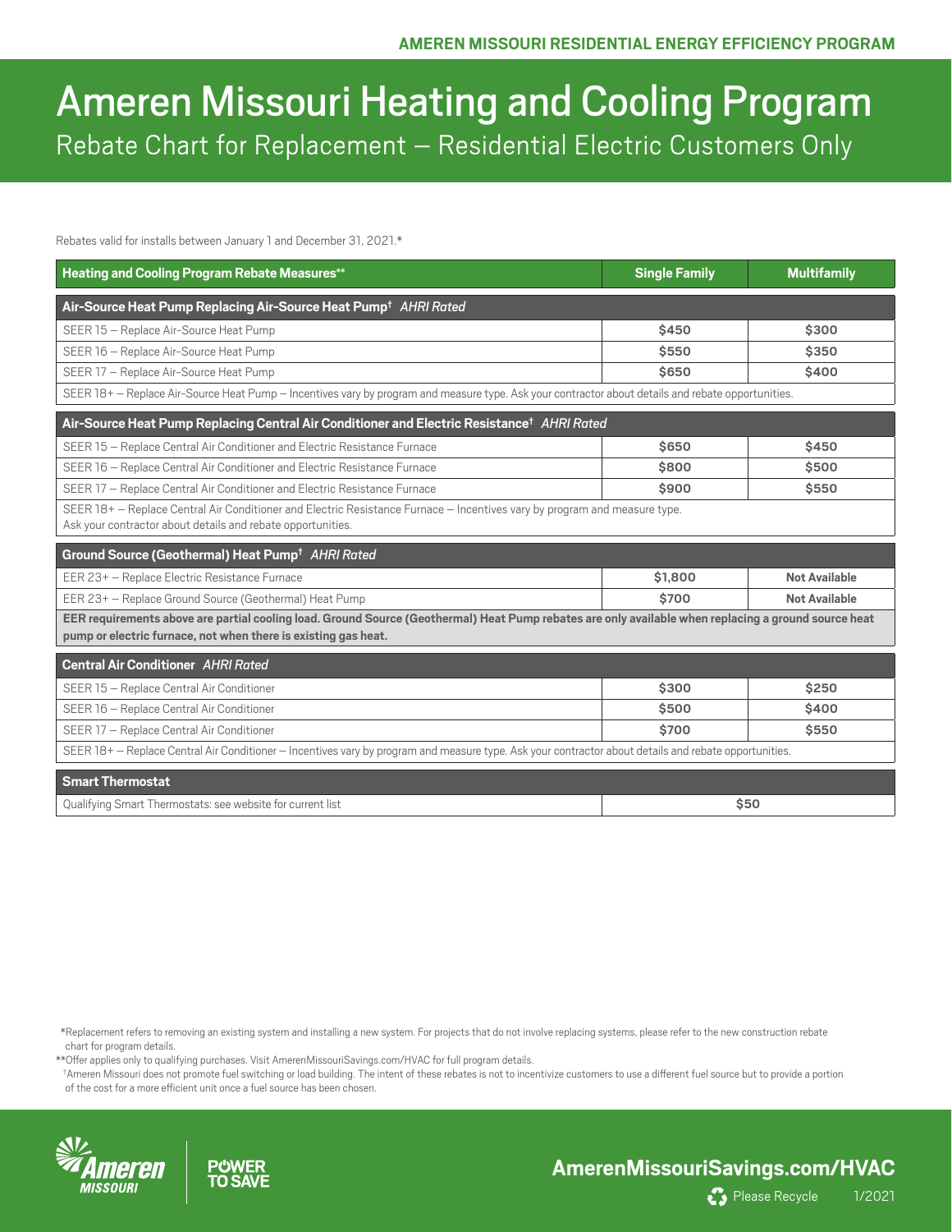AMEREN MISSOURI RESIDENTIAL ENERGY EFFICIENCY PROGRAM

# Ameren Missouri Heating and Cooling Program

## Rebate Chart for Replacement — Residential Electric Customers Only

Rebates valid for installs between January 1 and December 31, 2021.*

| Heating and Cooling Program Rebate Measures** | Single Family | Multifamily |
|---|---|---|
| **Air-Source Heat Pump Replacing Air-Source Heat Pump† *AHRI Rated*** | | |
| SEER 15 – Replace Air-Source Heat Pump | $450 | $300 |
| SEER 16 – Replace Air-Source Heat Pump | $550 | $350 |
| SEER 17 – Replace Air-Source Heat Pump | $650 | $400 |
| SEER 18+ – Replace Air-Source Heat Pump – Incentives vary by program and measure type. Ask your contractor about details and rebate opportunities. | | |
| **Air-Source Heat Pump Replacing Central Air Conditioner and Electric Resistance† *AHRI Rated*** | | |
| SEER 15 – Replace Central Air Conditioner and Electric Resistance Furnace | $650 | $450 |
| SEER 16 – Replace Central Air Conditioner and Electric Resistance Furnace | $800 | $500 |
| SEER 17 – Replace Central Air Conditioner and Electric Resistance Furnace | $900 | $550 |
| SEER 18+ – Replace Central Air Conditioner and Electric Resistance Furnace – Incentives vary by program and measure type. Ask your contractor about details and rebate opportunities. | | |
| **Ground Source (Geothermal) Heat Pump† *AHRI Rated*** | | |
| EER 23+ – Replace Electric Resistance Furnace | $1,800 | Not Available |
| EER 23+ – Replace Ground Source (Geothermal) Heat Pump | $700 | Not Available |
| **EER requirements above are partial cooling load. Ground Source (Geothermal) Heat Pump rebates are only available when replacing a ground source heat pump or electric furnace, not when there is existing gas heat.** | | |
| **Central Air Conditioner *AHRI Rated*** | | |
| SEER 15 – Replace Central Air Conditioner | $300 | $250 |
| SEER 16 – Replace Central Air Conditioner | $500 | $400 |
| SEER 17 – Replace Central Air Conditioner | $700 | $550 |
| SEER 18+ – Replace Central Air Conditioner – Incentives vary by program and measure type. Ask your contractor about details and rebate opportunities. | | |
| **Smart Thermostat** | | |
| Qualifying Smart Thermostats: see website for current list | $50 | |

*Replacement refers to removing an existing system and installing a new system. For projects that do not involve replacing systems, please refer to the new construction rebate chart for program details.

**Offer applies only to qualifying purchases. Visit AmerenMissouriSavings.com/HVAC for full program details.

†Ameren Missouri does not promote fuel switching or load building. The intent of these rebates is not to incentivize customers to use a different fuel source but to provide a portion of the cost for a more efficient unit once a fuel source has been chosen.

Ameren MISSOURI | POWER TO SAVE

**AmerenMissouriSavings.com/HVAC**

Please Recycle 1/2021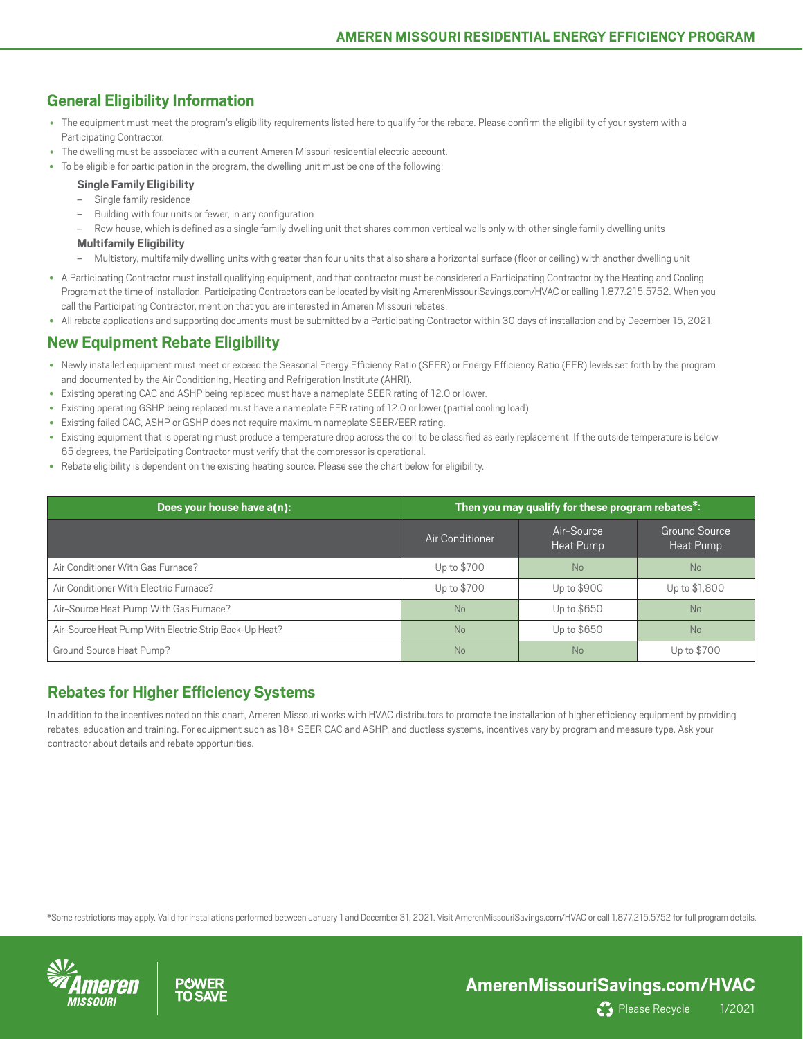## General Eligibility Information

- The equipment must meet the program's eligibility requirements listed here to qualify for the rebate. Please confirm the eligibility of your system with a Participating Contractor.
- The dwelling must be associated with a current Ameren Missouri residential electric account.
- To be eligible for participation in the program, the dwelling unit must be one of the following:

  **Single Family Eligibility**
  - Single family residence
  - Building with four units or fewer, in any configuration
  - Row house, which is defined as a single family dwelling unit that shares common vertical walls only with other single family dwelling units

  **Multifamily Eligibility**
  - Multistory, multifamily dwelling units with greater than four units that also share a horizontal surface (floor or ceiling) with another dwelling unit
- A Participating Contractor must install qualifying equipment, and that contractor must be considered a Participating Contractor by the Heating and Cooling Program at the time of installation. Participating Contractors can be located by visiting AmerenMissouriSavings.com/HVAC or calling 1.877.215.5752. When you call the Participating Contractor, mention that you are interested in Ameren Missouri rebates.
- All rebate applications and supporting documents must be submitted by a Participating Contractor within 30 days of installation and by December 15, 2021.

## New Equipment Rebate Eligibility

- Newly installed equipment must meet or exceed the Seasonal Energy Efficiency Ratio (SEER) or Energy Efficiency Ratio (EER) levels set forth by the program and documented by the Air Conditioning, Heating and Refrigeration Institute (AHRI).
- Existing operating CAC and ASHP being replaced must have a nameplate SEER rating of 12.0 or lower.
- Existing operating GSHP being replaced must have a nameplate EER rating of 12.0 or lower (partial cooling load).
- Existing failed CAC, ASHP or GSHP does not require maximum nameplate SEER/EER rating.
- Existing equipment that is operating must produce a temperature drop across the coil to be classified as early replacement. If the outside temperature is below 65 degrees, the Participating Contractor must verify that the compressor is operational.
- Rebate eligibility is dependent on the existing heating source. Please see the chart below for eligibility.

| Does your house have a(n): | Then you may qualify for these program rebates*: | | |
|---|---|---|---|
| | Air Conditioner | Air-Source Heat Pump | Ground Source Heat Pump |
| Air Conditioner With Gas Furnace? | Up to $700 | No | No |
| Air Conditioner With Electric Furnace? | Up to $700 | Up to $900 | Up to $1,800 |
| Air-Source Heat Pump With Gas Furnace? | No | Up to $650 | No |
| Air-Source Heat Pump With Electric Strip Back-Up Heat? | No | Up to $650 | No |
| Ground Source Heat Pump? | No | No | Up to $700 |

## Rebates for Higher Efficiency Systems

In addition to the incentives noted on this chart, Ameren Missouri works with HVAC distributors to promote the installation of higher efficiency equipment by providing rebates, education and training. For equipment such as 18+ SEER CAC and ASHP, and ductless systems, incentives vary by program and measure type. Ask your contractor about details and rebate opportunities.

*Some restrictions may apply. Valid for installations performed between January 1 and December 31, 2021. Visit AmerenMissouriSavings.com/HVAC or call 1.877.215.5752 for full program details.

Ameren Missouri | POWER TO SAVE

AmerenMissouriSavings.com/HVAC

Please Recycle 1/2021